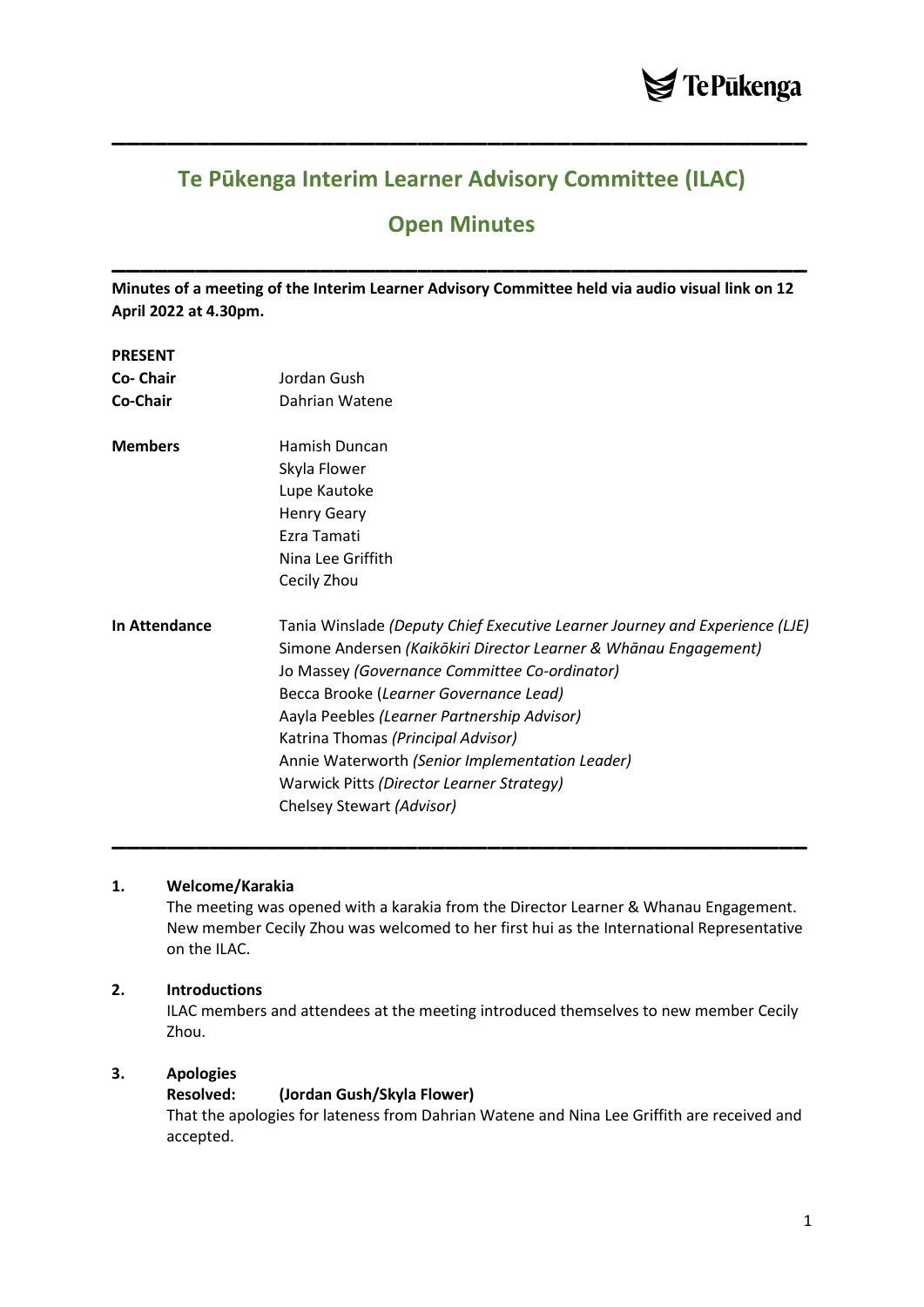# Te Pūkenga Interim Learner Advisory Committee (ILAC)

## Open Minutes

**Minutes of a meeting of the Interim Learner Advisory Committee held via audio visual link on 12 April 2022 at 4.30pm.**

**PRESENT**

| | |
|---|---|
| **Co- Chair** | Jordan Gush |
| **Co-Chair** | Dahrian Watene |
| **Members** | Hamish Duncan |
| | Skyla Flower |
| | Lupe Kautoke |
| | Henry Geary |
| | Ezra Tamati |
| | Nina Lee Griffith |
| | Cecily Zhou |
| **In Attendance** | Tania Winslade *(Deputy Chief Executive Learner Journey and Experience (LJE)* |
| | Simone Andersen *(Kaikōkiri Director Learner & Whānau Engagement)* |
| | Jo Massey *(Governance Committee Co-ordinator)* |
| | Becca Brooke (*Learner Governance Lead)* |
| | Aayla Peebles *(Learner Partnership Advisor)* |
| | Katrina Thomas *(Principal Advisor)* |
| | Annie Waterworth *(Senior Implementation Leader)* |
| | Warwick Pitts *(Director Learner Strategy)* |
| | Chelsey Stewart *(Advisor)* |

**1. Welcome/Karakia**

The meeting was opened with a karakia from the Director Learner & Whanau Engagement. New member Cecily Zhou was welcomed to her first hui as the International Representative on the ILAC.

**2. Introductions**

ILAC members and attendees at the meeting introduced themselves to new member Cecily Zhou.

**3. Apologies**

**Resolved: (Jordan Gush/Skyla Flower)**

That the apologies for lateness from Dahrian Watene and Nina Lee Griffith are received and accepted.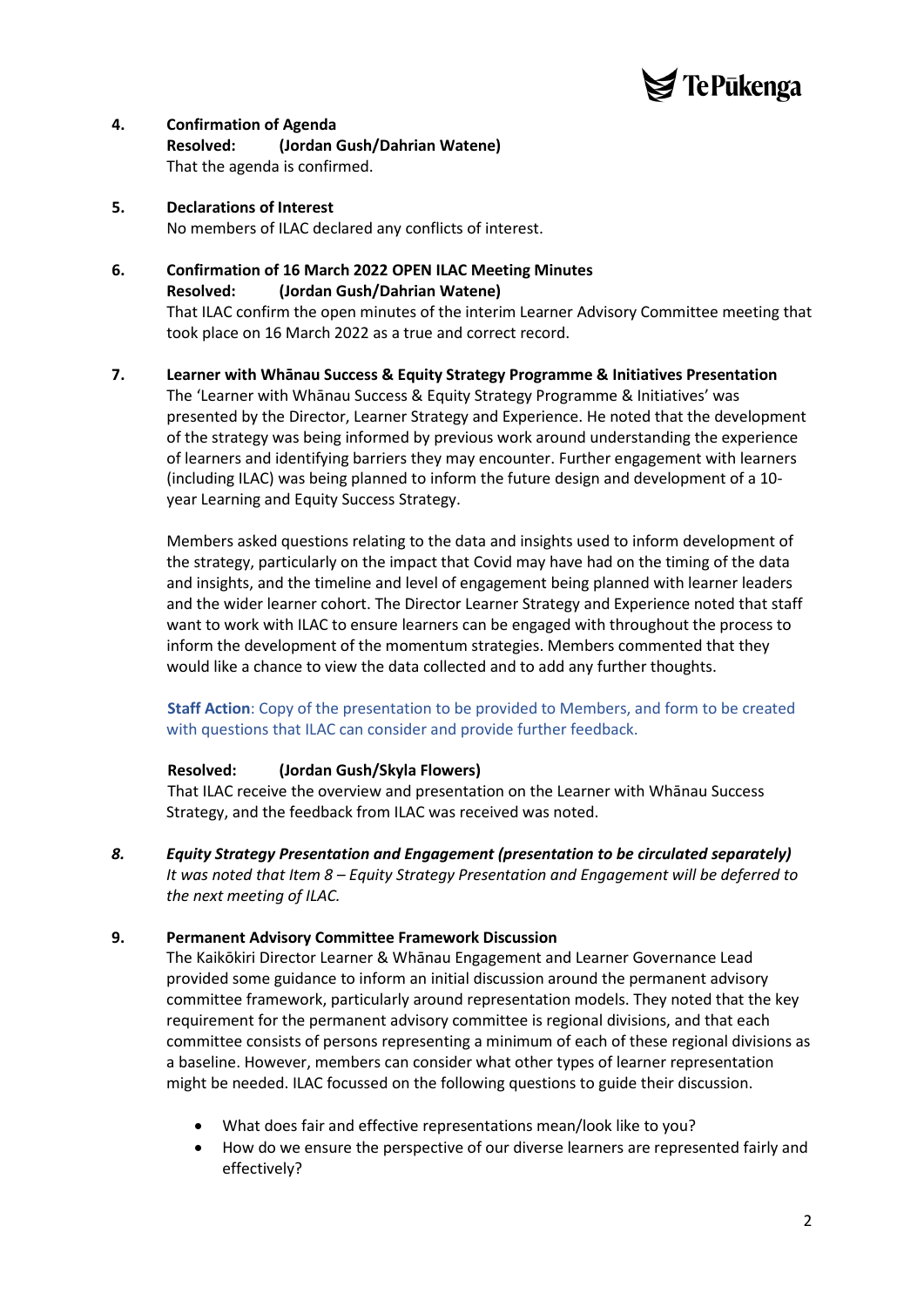**4. Confirmation of Agenda**

**Resolved: (Jordan Gush/Dahrian Watene)**

That the agenda is confirmed.

**5. Declarations of Interest**

No members of ILAC declared any conflicts of interest.

**6. Confirmation of 16 March 2022 OPEN ILAC Meeting Minutes**

**Resolved: (Jordan Gush/Dahrian Watene)**

That ILAC confirm the open minutes of the interim Learner Advisory Committee meeting that took place on 16 March 2022 as a true and correct record.

**7. Learner with Whānau Success & Equity Strategy Programme & Initiatives Presentation**

The 'Learner with Whānau Success & Equity Strategy Programme & Initiatives' was presented by the Director, Learner Strategy and Experience. He noted that the development of the strategy was being informed by previous work around understanding the experience of learners and identifying barriers they may encounter. Further engagement with learners (including ILAC) was being planned to inform the future design and development of a 10-year Learning and Equity Success Strategy.

Members asked questions relating to the data and insights used to inform development of the strategy, particularly on the impact that Covid may have had on the timing of the data and insights, and the timeline and level of engagement being planned with learner leaders and the wider learner cohort. The Director Learner Strategy and Experience noted that staff want to work with ILAC to ensure learners can be engaged with throughout the process to inform the development of the momentum strategies. Members commented that they would like a chance to view the data collected and to add any further thoughts.

**Staff Action**: Copy of the presentation to be provided to Members, and form to be created with questions that ILAC can consider and provide further feedback.

**Resolved: (Jordan Gush/Skyla Flowers)**

That ILAC receive the overview and presentation on the Learner with Whānau Success Strategy, and the feedback from ILAC was received was noted.

***8. Equity Strategy Presentation and Engagement (presentation to be circulated separately)***

*It was noted that Item 8 – Equity Strategy Presentation and Engagement will be deferred to the next meeting of ILAC.*

**9. Permanent Advisory Committee Framework Discussion**

The Kaikōkiri Director Learner & Whānau Engagement and Learner Governance Lead provided some guidance to inform an initial discussion around the permanent advisory committee framework, particularly around representation models. They noted that the key requirement for the permanent advisory committee is regional divisions, and that each committee consists of persons representing a minimum of each of these regional divisions as a baseline. However, members can consider what other types of learner representation might be needed. ILAC focussed on the following questions to guide their discussion.

- What does fair and effective representations mean/look like to you?
- How do we ensure the perspective of our diverse learners are represented fairly and effectively?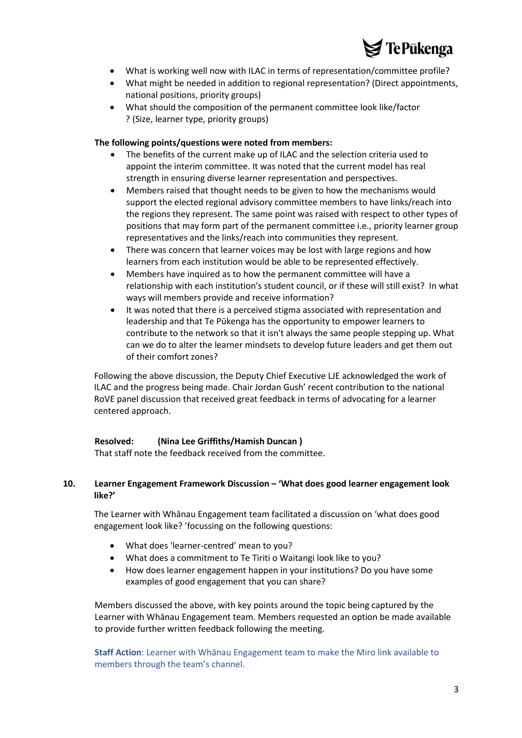- What is working well now with ILAC in terms of representation/committee profile?
- What might be needed in addition to regional representation? (Direct appointments, national positions, priority groups)
- What should the composition of the permanent committee look like/factor ? (Size, learner type, priority groups)

**The following points/questions were noted from members:**

- The benefits of the current make up of ILAC and the selection criteria used to appoint the interim committee. It was noted that the current model has real strength in ensuring diverse learner representation and perspectives.
- Members raised that thought needs to be given to how the mechanisms would support the elected regional advisory committee members to have links/reach into the regions they represent. The same point was raised with respect to other types of positions that may form part of the permanent committee i.e., priority learner group representatives and the links/reach into communities they represent.
- There was concern that learner voices may be lost with large regions and how learners from each institution would be able to be represented effectively.
- Members have inquired as to how the permanent committee will have a relationship with each institution's student council, or if these will still exist? In what ways will members provide and receive information?
- It was noted that there is a perceived stigma associated with representation and leadership and that Te Pūkenga has the opportunity to empower learners to contribute to the network so that it isn't always the same people stepping up. What can we do to alter the learner mindsets to develop future leaders and get them out of their comfort zones?

Following the above discussion, the Deputy Chief Executive LJE acknowledged the work of ILAC and the progress being made. Chair Jordan Gush' recent contribution to the national RoVE panel discussion that received great feedback in terms of advocating for a learner centered approach.

**Resolved: (Nina Lee Griffiths/Hamish Duncan )**
That staff note the feedback received from the committee.

## 10. Learner Engagement Framework Discussion – 'What does good learner engagement look like?'

The Learner with Whānau Engagement team facilitated a discussion on 'what does good engagement look like? 'focussing on the following questions:

- What does 'learner-centred' mean to you?
- What does a commitment to Te Tiriti o Waitangi look like to you?
- How does learner engagement happen in your institutions? Do you have some examples of good engagement that you can share?

Members discussed the above, with key points around the topic being captured by the Learner with Whānau Engagement team. Members requested an option be made available to provide further written feedback following the meeting.

**Staff Action**: Learner with Whānau Engagement team to make the Miro link available to members through the team's channel.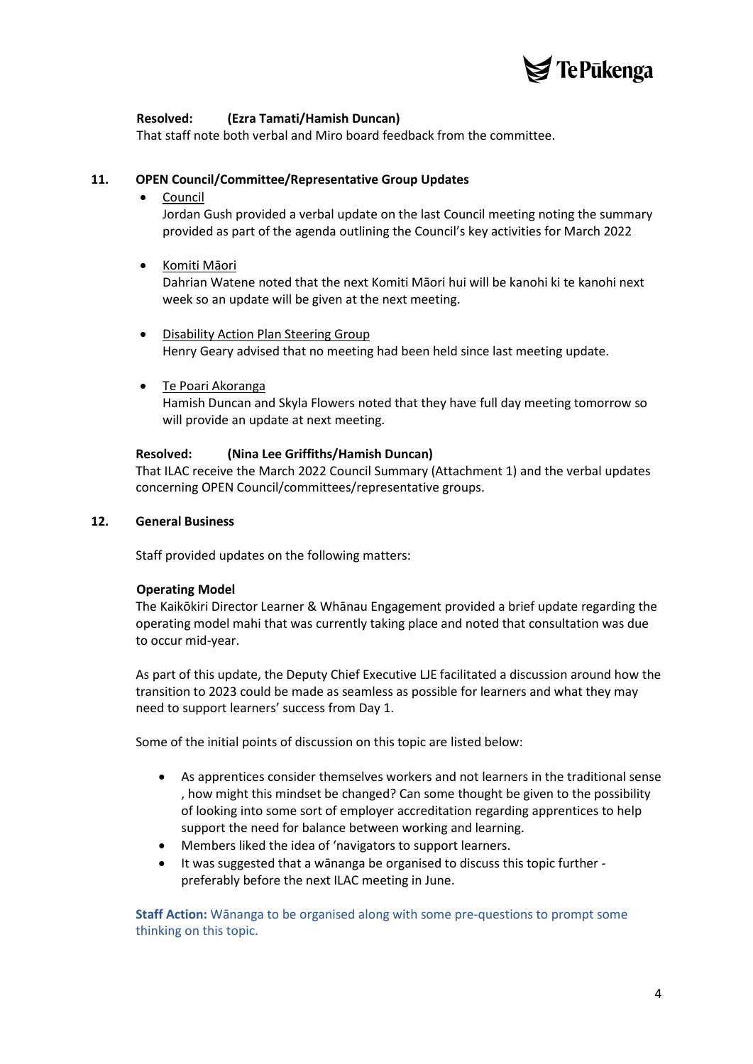**Resolved: (Ezra Tamati/Hamish Duncan)**
That staff note both verbal and Miro board feedback from the committee.

**11. OPEN Council/Committee/Representative Group Updates**

- Council
  Jordan Gush provided a verbal update on the last Council meeting noting the summary provided as part of the agenda outlining the Council's key activities for March 2022

- Komiti Māori
  Dahrian Watene noted that the next Komiti Māori hui will be kanohi ki te kanohi next week so an update will be given at the next meeting.

- Disability Action Plan Steering Group
  Henry Geary advised that no meeting had been held since last meeting update.

- Te Poari Akoranga
  Hamish Duncan and Skyla Flowers noted that they have full day meeting tomorrow so will provide an update at next meeting.

**Resolved: (Nina Lee Griffiths/Hamish Duncan)**
That ILAC receive the March 2022 Council Summary (Attachment 1) and the verbal updates concerning OPEN Council/committees/representative groups.

**12. General Business**

Staff provided updates on the following matters:

**Operating Model**
The Kaikōkiri Director Learner & Whānau Engagement provided a brief update regarding the operating model mahi that was currently taking place and noted that consultation was due to occur mid-year.

As part of this update, the Deputy Chief Executive LJE facilitated a discussion around how the transition to 2023 could be made as seamless as possible for learners and what they may need to support learners' success from Day 1.

Some of the initial points of discussion on this topic are listed below:

- As apprentices consider themselves workers and not learners in the traditional sense , how might this mindset be changed? Can some thought be given to the possibility of looking into some sort of employer accreditation regarding apprentices to help support the need for balance between working and learning.
- Members liked the idea of 'navigators to support learners.
- It was suggested that a wānanga be organised to discuss this topic further - preferably before the next ILAC meeting in June.

**Staff Action:** Wānanga to be organised along with some pre-questions to prompt some thinking on this topic.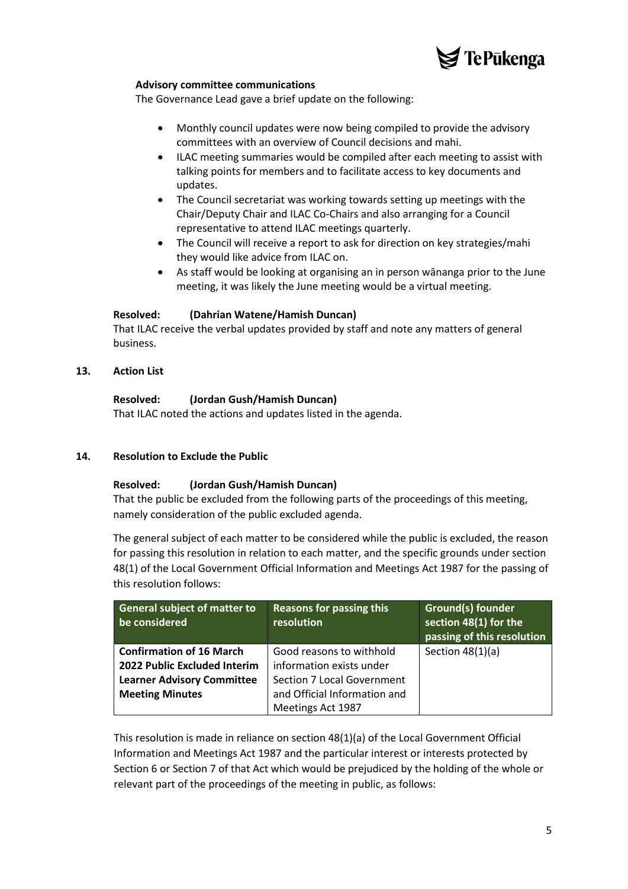**Advisory committee communications**

The Governance Lead gave a brief update on the following:

- Monthly council updates were now being compiled to provide the advisory committees with an overview of Council decisions and mahi.
- ILAC meeting summaries would be compiled after each meeting to assist with talking points for members and to facilitate access to key documents and updates.
- The Council secretariat was working towards setting up meetings with the Chair/Deputy Chair and ILAC Co-Chairs and also arranging for a Council representative to attend ILAC meetings quarterly.
- The Council will receive a report to ask for direction on key strategies/mahi they would like advice from ILAC on.
- As staff would be looking at organising an in person wānanga prior to the June meeting, it was likely the June meeting would be a virtual meeting.

**Resolved: (Dahrian Watene/Hamish Duncan)**

That ILAC receive the verbal updates provided by staff and note any matters of general business.

## 13. Action List

**Resolved: (Jordan Gush/Hamish Duncan)**

That ILAC noted the actions and updates listed in the agenda.

## 14. Resolution to Exclude the Public

**Resolved: (Jordan Gush/Hamish Duncan)**

That the public be excluded from the following parts of the proceedings of this meeting, namely consideration of the public excluded agenda.

The general subject of each matter to be considered while the public is excluded, the reason for passing this resolution in relation to each matter, and the specific grounds under section 48(1) of the Local Government Official Information and Meetings Act 1987 for the passing of this resolution follows:

| General subject of matter to be considered | Reasons for passing this resolution | Ground(s) founder section 48(1) for the passing of this resolution |
|---|---|---|
| **Confirmation of 16 March 2022 Public Excluded Interim Learner Advisory Committee Meeting Minutes** | Good reasons to withhold information exists under Section 7 Local Government and Official Information and Meetings Act 1987 | Section 48(1)(a) |

This resolution is made in reliance on section 48(1)(a) of the Local Government Official Information and Meetings Act 1987 and the particular interest or interests protected by Section 6 or Section 7 of that Act which would be prejudiced by the holding of the whole or relevant part of the proceedings of the meeting in public, as follows: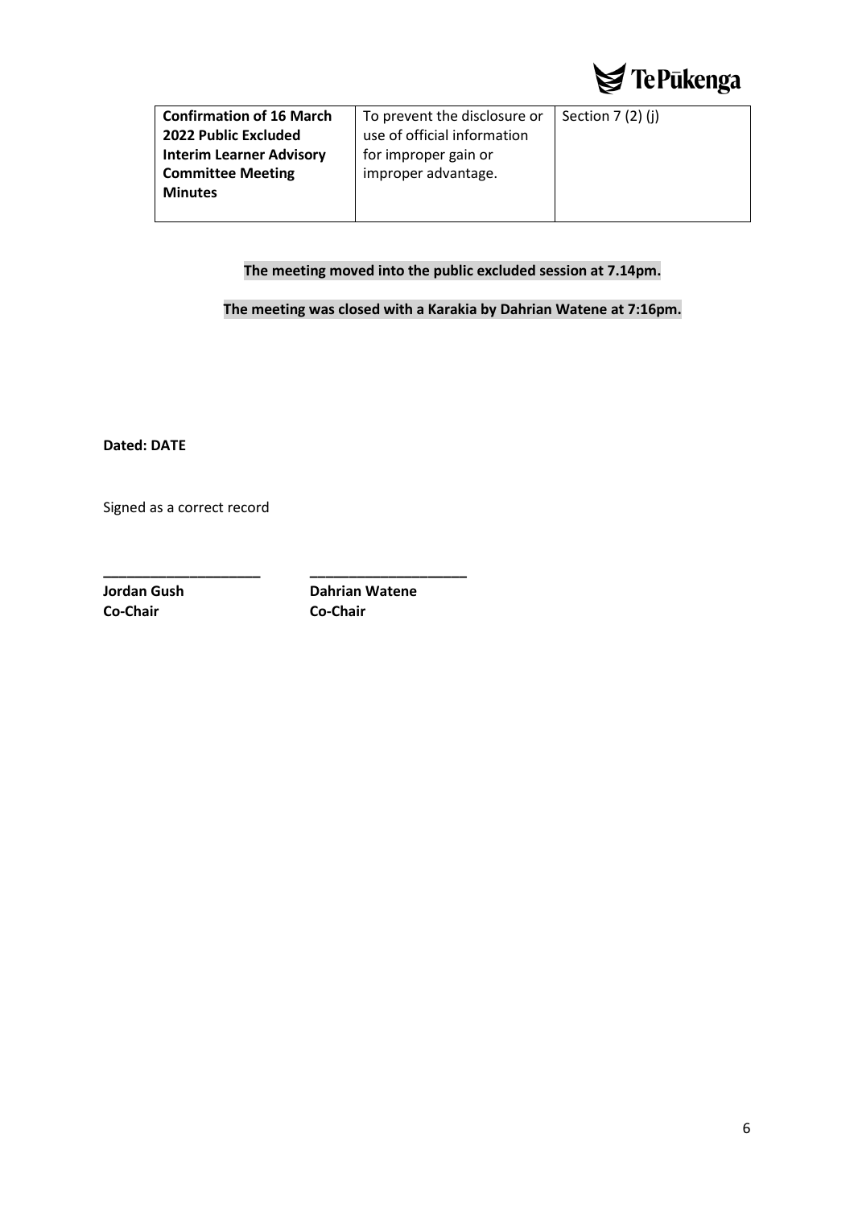| | | |
|---|---|---|
| **Confirmation of 16 March 2022 Public Excluded Interim Learner Advisory Committee Meeting Minutes** | To prevent the disclosure or use of official information for improper gain or improper advantage. | Section 7 (2) (j) |

**The meeting moved into the public excluded session at 7.14pm.**

**The meeting was closed with a Karakia by Dahrian Watene at 7:16pm.**

**Dated: DATE**

Signed as a correct record

| | |
|---|---|
| ____________________ | ____________________ |
| **Jordan Gush** | **Dahrian Watene** |
| **Co-Chair** | **Co-Chair** |